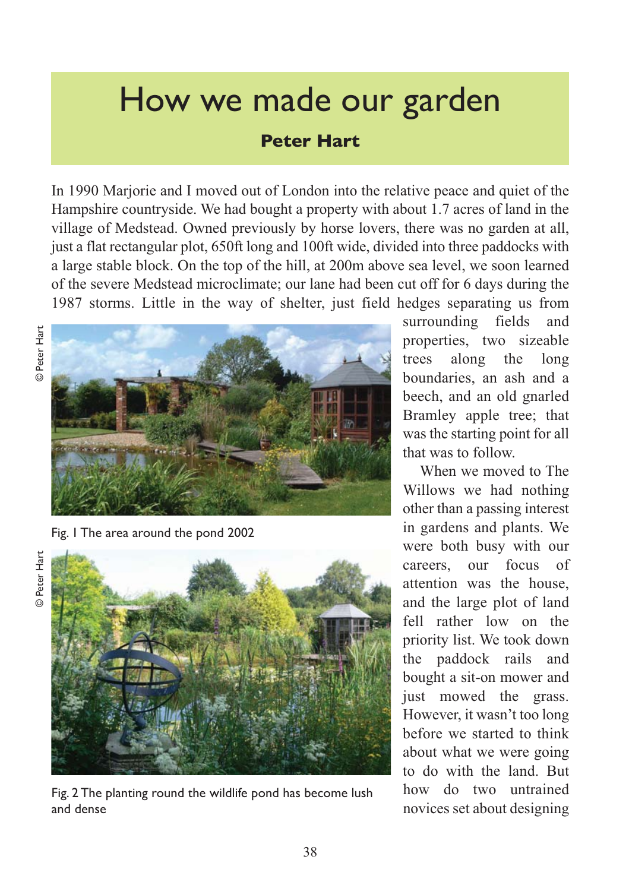# How we made our garden

**Peter Hart**

In 1990 Marjorie and I moved out of London into the relative peace and quiet of the Hampshire countryside. We had bought a property with about 1.7 acres of land in the village of Medstead. Owned previously by horse lovers, there was no garden at all, just a flat rectangular plot, 650ft long and 100ft wide, divided into three paddocks with a large stable block. On the top of the hill, at 200m above sea level, we soon learned of the severe Medstead microclimate; our lane had been cut off for 6 days during the 1987 storms. Little in the way of shelter, just field hedges separating us from surrounding fields and properties, two sizeable trees along the long boundaries, an ash and a beech, and an old gnarled Bramley apple tree; that was the starting point for all that was to follow.

© Peter Hart

Fig. 1 The area around the pond 2002

© Peter Hart

Fig. 2 The planting round the wildlife pond has become lush and dense

When we moved to The Willows we had nothing other than a passing interest in gardens and plants. We were both busy with our careers, our focus of attention was the house, and the large plot of land fell rather low on the priority list. We took down the paddock rails and bought a sit-on mower and just mowed the grass. However, it wasn't too long before we started to think about what we were going to do with the land. But how do two untrained novices set about designing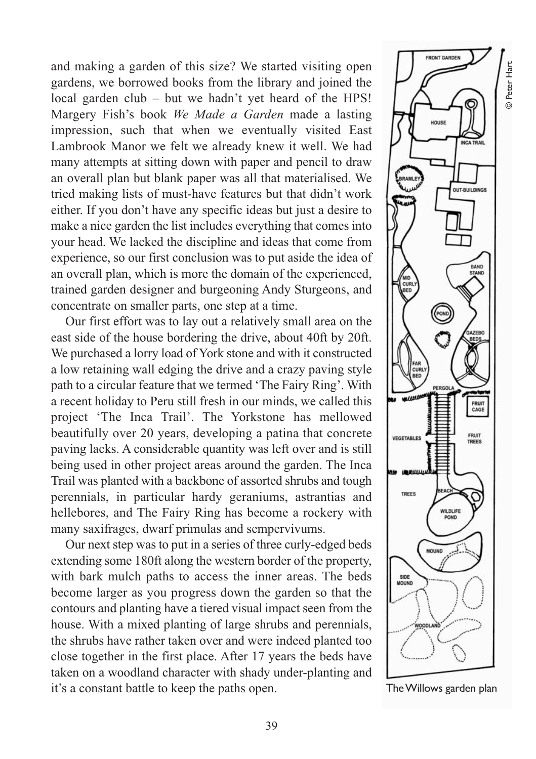and making a garden of this size? We started visiting open gardens, we borrowed books from the library and joined the local garden club – but we hadn't yet heard of the HPS! Margery Fish's book *We Made a Garden* made a lasting impression, such that when we eventually visited East Lambrook Manor we felt we already knew it well. We had many attempts at sitting down with paper and pencil to draw an overall plan but blank paper was all that materialised. We tried making lists of must-have features but that didn't work either. If you don't have any specific ideas but just a desire to make a nice garden the list includes everything that comes into your head. We lacked the discipline and ideas that come from experience, so our first conclusion was to put aside the idea of an overall plan, which is more the domain of the experienced, trained garden designer and burgeoning Andy Sturgeons, and concentrate on smaller parts, one step at a time.

Our first effort was to lay out a relatively small area on the east side of the house bordering the drive, about 40ft by 20ft. We purchased a lorry load of York stone and with it constructed a low retaining wall edging the drive and a crazy paving style path to a circular feature that we termed 'The Fairy Ring'. With a recent holiday to Peru still fresh in our minds, we called this project 'The Inca Trail'. The Yorkstone has mellowed beautifully over 20 years, developing a patina that concrete paving lacks. A considerable quantity was left over and is still being used in other project areas around the garden. The Inca Trail was planted with a backbone of assorted shrubs and tough perennials, in particular hardy geraniums, astrantias and hellebores, and The Fairy Ring has become a rockery with many saxifrages, dwarf primulas and sempervivums.

Our next step was to put in a series of three curly-edged beds extending some 180ft along the western border of the property, with bark mulch paths to access the inner areas. The beds become larger as you progress down the garden so that the contours and planting have a tiered visual impact seen from the house. With a mixed planting of large shrubs and perennials, the shrubs have rather taken over and were indeed planted too close together in the first place. After 17 years the beds have taken on a woodland character with shady under-planting and it's a constant battle to keep the paths open.

The Willows garden plan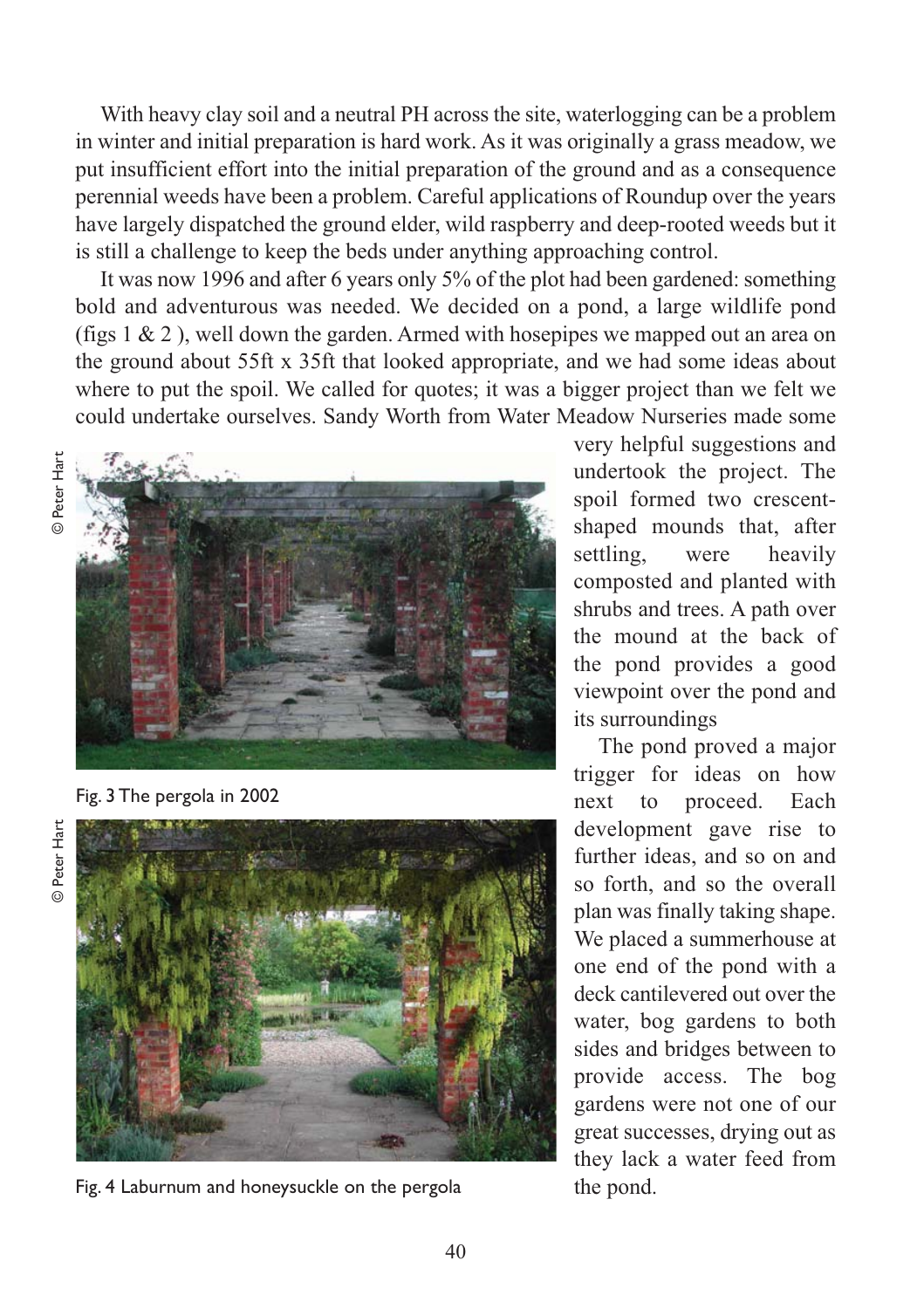With heavy clay soil and a neutral PH across the site, waterlogging can be a problem in winter and initial preparation is hard work. As it was originally a grass meadow, we put insufficient effort into the initial preparation of the ground and as a consequence perennial weeds have been a problem. Careful applications of Roundup over the years have largely dispatched the ground elder, wild raspberry and deep-rooted weeds but it is still a challenge to keep the beds under anything approaching control.

It was now 1996 and after 6 years only 5% of the plot had been gardened: something bold and adventurous was needed. We decided on a pond, a large wildlife pond (figs 1 & 2 ), well down the garden. Armed with hosepipes we mapped out an area on the ground about 55ft x 35ft that looked appropriate, and we had some ideas about where to put the spoil. We called for quotes; it was a bigger project than we felt we could undertake ourselves. Sandy Worth from Water Meadow Nurseries made some very helpful suggestions and undertook the project. The spoil formed two crescent-shaped mounds that, after settling, were heavily composted and planted with shrubs and trees. A path over the mound at the back of the pond provides a good viewpoint over the pond and its surroundings

The pond proved a major trigger for ideas on how next to proceed. Each development gave rise to further ideas, and so on and so forth, and so the overall plan was finally taking shape. We placed a summerhouse at one end of the pond with a deck cantilevered out over the water, bog gardens to both sides and bridges between to provide access. The bog gardens were not one of our great successes, drying out as they lack a water feed from the pond.

© Peter Hart

Fig. 3 The pergola in 2002

© Peter Hart

Fig. 4 Laburnum and honeysuckle on the pergola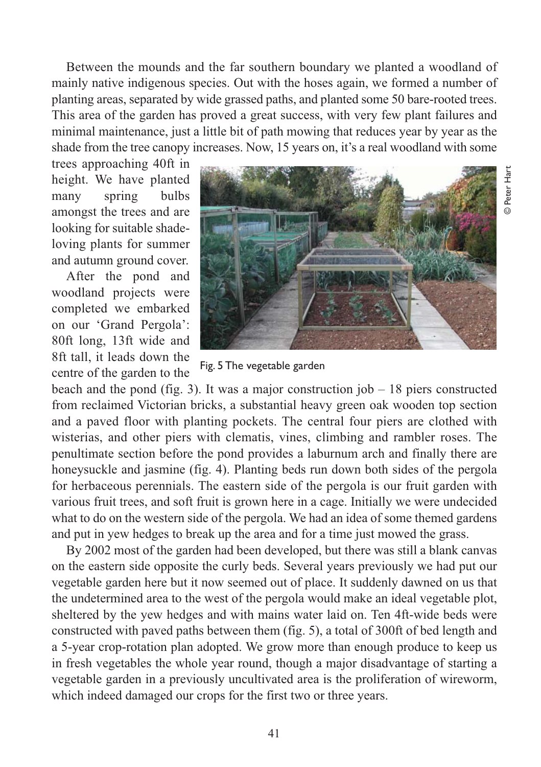Between the mounds and the far southern boundary we planted a woodland of mainly native indigenous species. Out with the hoses again, we formed a number of planting areas, separated by wide grassed paths, and planted some 50 bare-rooted trees. This area of the garden has proved a great success, with very few plant failures and minimal maintenance, just a little bit of path mowing that reduces year by year as the shade from the tree canopy increases. Now, 15 years on, it's a real woodland with some trees approaching 40ft in height. We have planted many spring bulbs amongst the trees and are looking for suitable shade-loving plants for summer and autumn ground cover.

After the pond and woodland projects were completed we embarked on our 'Grand Pergola': 80ft long, 13ft wide and 8ft tall, it leads down the centre of the garden to the beach and the pond (fig. 3). It was a major construction job – 18 piers constructed from reclaimed Victorian bricks, a substantial heavy green oak wooden top section and a paved floor with planting pockets. The central four piers are clothed with wisterias, and other piers with clematis, vines, climbing and rambler roses. The penultimate section before the pond provides a laburnum arch and finally there are honeysuckle and jasmine (fig. 4). Planting beds run down both sides of the pergola for herbaceous perennials. The eastern side of the pergola is our fruit garden with various fruit trees, and soft fruit is grown here in a cage. Initially we were undecided what to do on the western side of the pergola. We had an idea of some themed gardens and put in yew hedges to break up the area and for a time just mowed the grass.

Fig. 5 The vegetable garden

© Peter Hart

By 2002 most of the garden had been developed, but there was still a blank canvas on the eastern side opposite the curly beds. Several years previously we had put our vegetable garden here but it now seemed out of place. It suddenly dawned on us that the undetermined area to the west of the pergola would make an ideal vegetable plot, sheltered by the yew hedges and with mains water laid on. Ten 4ft-wide beds were constructed with paved paths between them (fig. 5), a total of 300ft of bed length and a 5-year crop-rotation plan adopted. We grow more than enough produce to keep us in fresh vegetables the whole year round, though a major disadvantage of starting a vegetable garden in a previously uncultivated area is the proliferation of wireworm, which indeed damaged our crops for the first two or three years.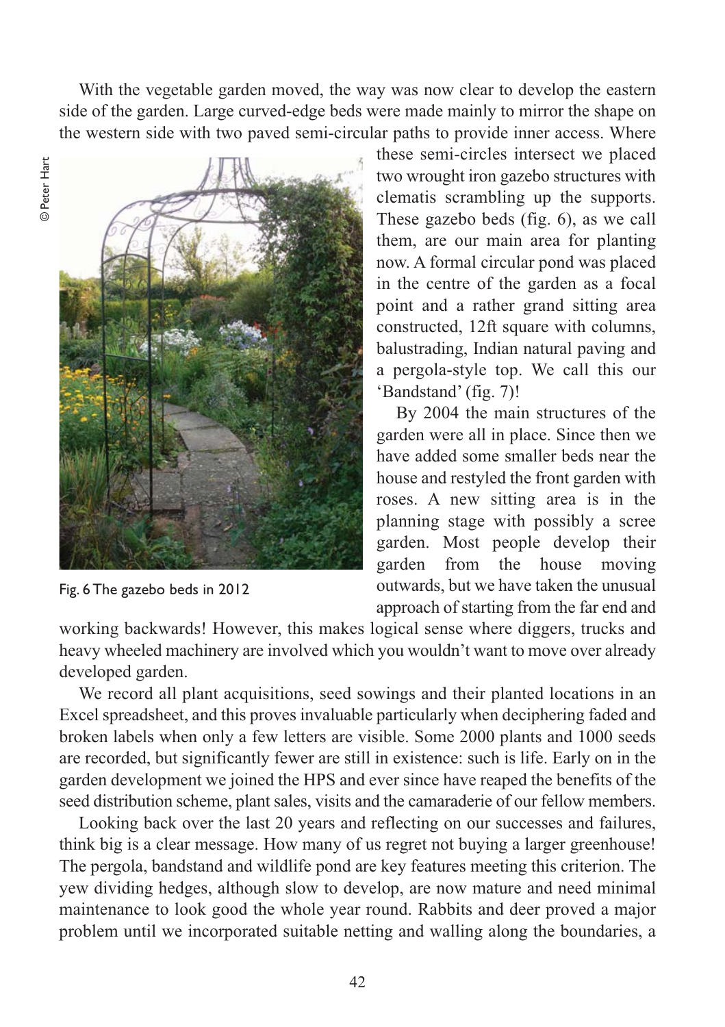With the vegetable garden moved, the way was now clear to develop the eastern side of the garden. Large curved-edge beds were made mainly to mirror the shape on the western side with two paved semi-circular paths to provide inner access. Where these semi-circles intersect we placed two wrought iron gazebo structures with clematis scrambling up the supports. These gazebo beds (fig. 6), as we call them, are our main area for planting now. A formal circular pond was placed in the centre of the garden as a focal point and a rather grand sitting area constructed, 12ft square with columns, balustrading, Indian natural paving and a pergola-style top. We call this our 'Bandstand' (fig. 7)!

© Peter Hart

Fig. 6 The gazebo beds in 2012

By 2004 the main structures of the garden were all in place. Since then we have added some smaller beds near the house and restyled the front garden with roses. A new sitting area is in the planning stage with possibly a scree garden. Most people develop their garden from the house moving outwards, but we have taken the unusual approach of starting from the far end and working backwards! However, this makes logical sense where diggers, trucks and heavy wheeled machinery are involved which you wouldn't want to move over already developed garden.

We record all plant acquisitions, seed sowings and their planted locations in an Excel spreadsheet, and this proves invaluable particularly when deciphering faded and broken labels when only a few letters are visible. Some 2000 plants and 1000 seeds are recorded, but significantly fewer are still in existence: such is life. Early on in the garden development we joined the HPS and ever since have reaped the benefits of the seed distribution scheme, plant sales, visits and the camaraderie of our fellow members.

Looking back over the last 20 years and reflecting on our successes and failures, think big is a clear message. How many of us regret not buying a larger greenhouse! The pergola, bandstand and wildlife pond are key features meeting this criterion. The yew dividing hedges, although slow to develop, are now mature and need minimal maintenance to look good the whole year round. Rabbits and deer proved a major problem until we incorporated suitable netting and walling along the boundaries, a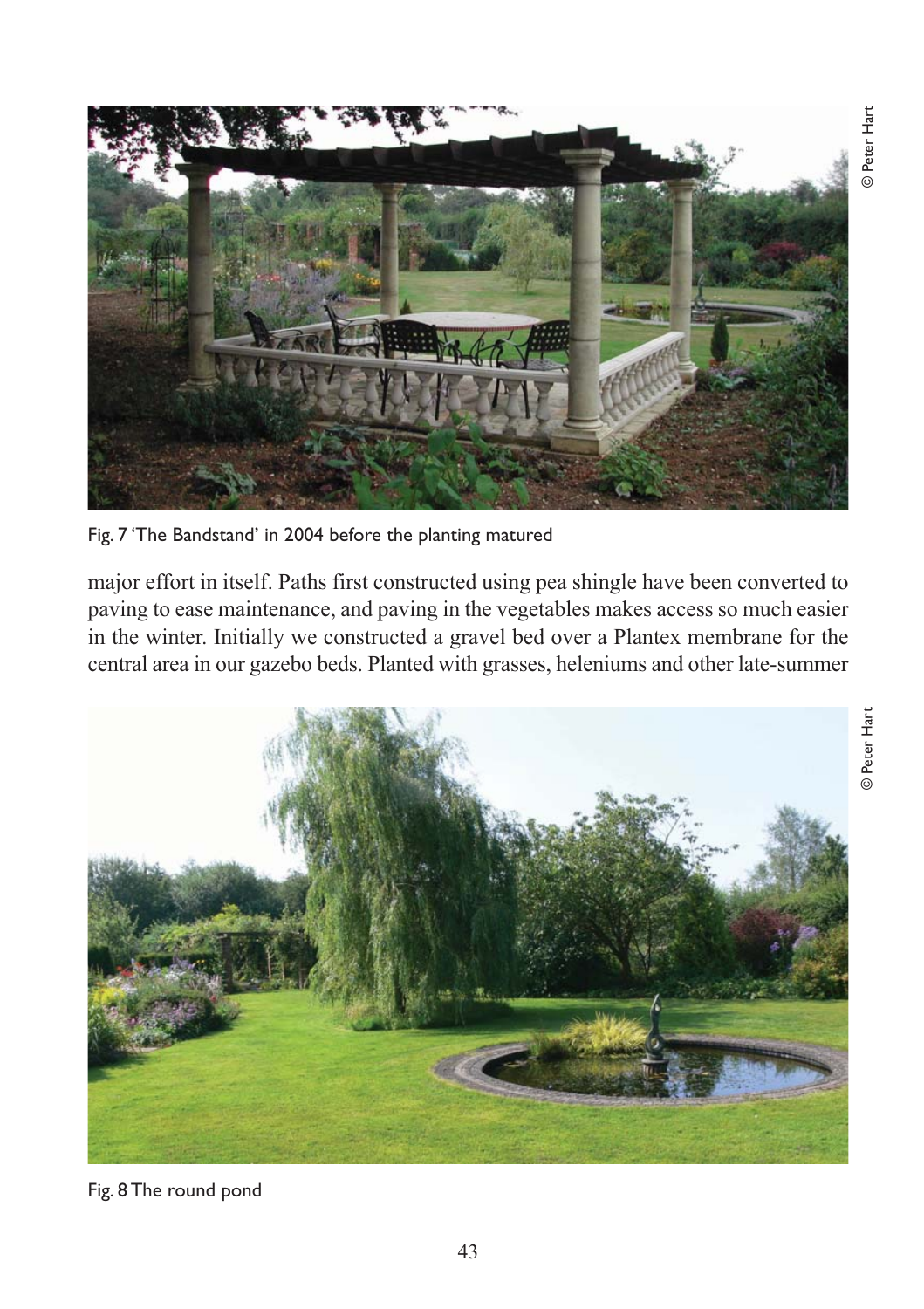Fig. 7 'The Bandstand' in 2004 before the planting matured

major effort in itself. Paths first constructed using pea shingle have been converted to paving to ease maintenance, and paving in the vegetables makes access so much easier in the winter. Initially we constructed a gravel bed over a Plantex membrane for the central area in our gazebo beds. Planted with grasses, heleniums and other late-summer

Fig. 8 The round pond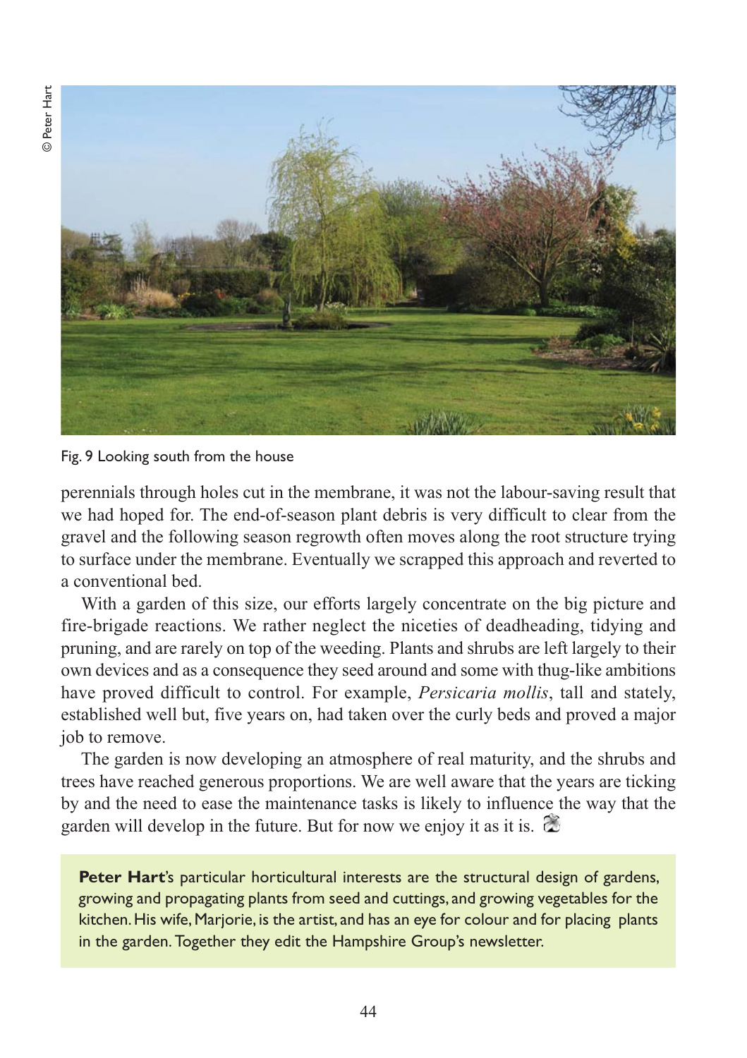© Peter Hart

Fig. 9 Looking south from the house

perennials through holes cut in the membrane, it was not the labour-saving result that we had hoped for. The end-of-season plant debris is very difficult to clear from the gravel and the following season regrowth often moves along the root structure trying to surface under the membrane. Eventually we scrapped this approach and reverted to a conventional bed.

With a garden of this size, our efforts largely concentrate on the big picture and fire-brigade reactions. We rather neglect the niceties of deadheading, tidying and pruning, and are rarely on top of the weeding. Plants and shrubs are left largely to their own devices and as a consequence they seed around and some with thug-like ambitions have proved difficult to control. For example, *Persicaria mollis*, tall and stately, established well but, five years on, had taken over the curly beds and proved a major job to remove.

The garden is now developing an atmosphere of real maturity, and the shrubs and trees have reached generous proportions. We are well aware that the years are ticking by and the need to ease the maintenance tasks is likely to influence the way that the garden will develop in the future. But for now we enjoy it as it is.

**Peter Hart**'s particular horticultural interests are the structural design of gardens, growing and propagating plants from seed and cuttings, and growing vegetables for the kitchen. His wife, Marjorie, is the artist, and has an eye for colour and for placing plants in the garden. Together they edit the Hampshire Group's newsletter.